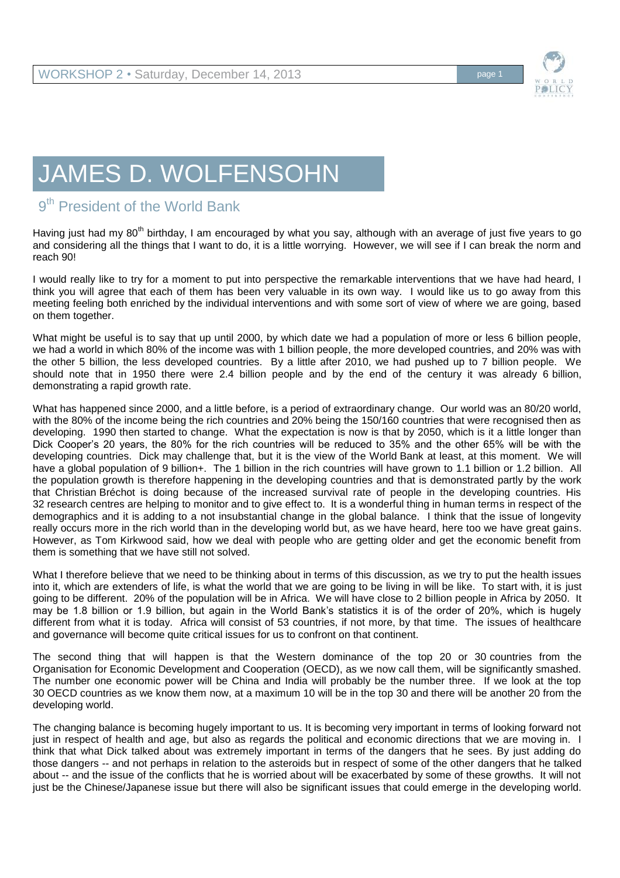# JAMES D. WOLFENSOHN

## 9th President of the World Bank

Having just had my 80th birthday, I am encouraged by what you say, although with an average of just five years to go and considering all the things that I want to do, it is a little worrying. However, we will see if I can break the norm and reach 90!

I would really like to try for a moment to put into perspective the remarkable interventions that we have had heard, I think you will agree that each of them has been very valuable in its own way. I would like us to go away from this meeting feeling both enriched by the individual interventions and with some sort of view of where we are going, based on them together.

What might be useful is to say that up until 2000, by which date we had a population of more or less 6 billion people, we had a world in which 80% of the income was with 1 billion people, the more developed countries, and 20% was with the other 5 billion, the less developed countries. By a little after 2010, we had pushed up to 7 billion people. We should note that in 1950 there were 2.4 billion people and by the end of the century it was already 6 billion, demonstrating a rapid growth rate.

What has happened since 2000, and a little before, is a period of extraordinary change. Our world was an 80/20 world, with the 80% of the income being the rich countries and 20% being the 150/160 countries that were recognised then as developing. 1990 then started to change. What the expectation is now is that by 2050, which is it a little longer than Dick Cooper's 20 years, the 80% for the rich countries will be reduced to 35% and the other 65% will be with the developing countries. Dick may challenge that, but it is the view of the World Bank at least, at this moment. We will have a global population of 9 billion+. The 1 billion in the rich countries will have grown to 1.1 billion or 1.2 billion. All the population growth is therefore happening in the developing countries and that is demonstrated partly by the work that Christian Bréchot is doing because of the increased survival rate of people in the developing countries. His 32 research centres are helping to monitor and to give effect to. It is a wonderful thing in human terms in respect of the demographics and it is adding to a not insubstantial change in the global balance. I think that the issue of longevity really occurs more in the rich world than in the developing world but, as we have heard, here too we have great gains. However, as Tom Kirkwood said, how we deal with people who are getting older and get the economic benefit from them is something that we have still not solved.

What I therefore believe that we need to be thinking about in terms of this discussion, as we try to put the health issues into it, which are extenders of life, is what the world that we are going to be living in will be like. To start with, it is just going to be different. 20% of the population will be in Africa. We will have close to 2 billion people in Africa by 2050. It may be 1.8 billion or 1.9 billion, but again in the World Bank's statistics it is of the order of 20%, which is hugely different from what it is today. Africa will consist of 53 countries, if not more, by that time. The issues of healthcare and governance will become quite critical issues for us to confront on that continent.

The second thing that will happen is that the Western dominance of the top 20 or 30 countries from the Organisation for Economic Development and Cooperation (OECD), as we now call them, will be significantly smashed. The number one economic power will be China and India will probably be the number three. If we look at the top 30 OECD countries as we know them now, at a maximum 10 will be in the top 30 and there will be another 20 from the developing world.

The changing balance is becoming hugely important to us. It is becoming very important in terms of looking forward not just in respect of health and age, but also as regards the political and economic directions that we are moving in. I think that what Dick talked about was extremely important in terms of the dangers that he sees. By just adding do those dangers -- and not perhaps in relation to the asteroids but in respect of some of the other dangers that he talked about -- and the issue of the conflicts that he is worried about will be exacerbated by some of these growths. It will not just be the Chinese/Japanese issue but there will also be significant issues that could emerge in the developing world.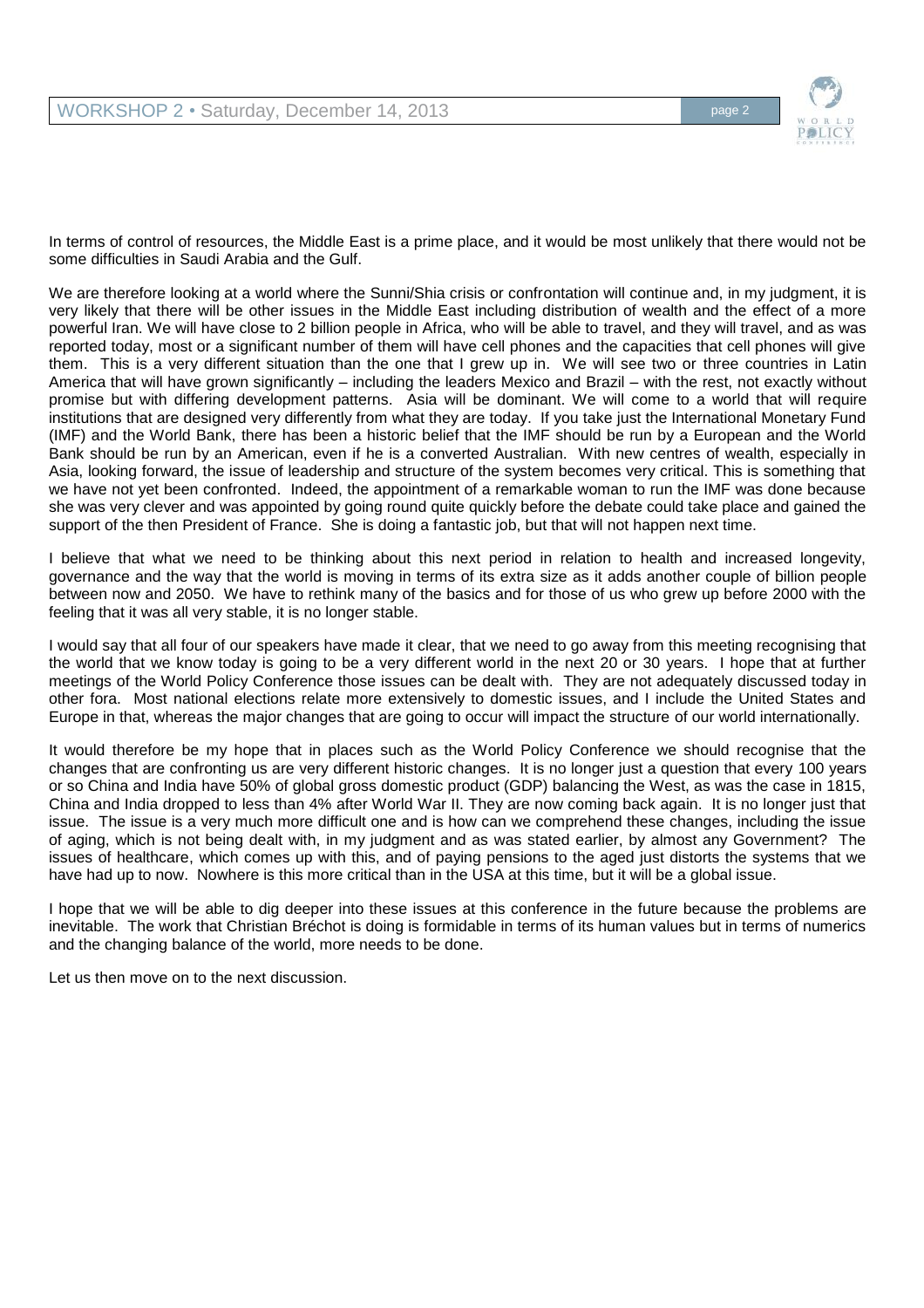In terms of control of resources, the Middle East is a prime place, and it would be most unlikely that there would not be some difficulties in Saudi Arabia and the Gulf.

We are therefore looking at a world where the Sunni/Shia crisis or confrontation will continue and, in my judgment, it is very likely that there will be other issues in the Middle East including distribution of wealth and the effect of a more powerful Iran. We will have close to 2 billion people in Africa, who will be able to travel, and they will travel, and as was reported today, most or a significant number of them will have cell phones and the capacities that cell phones will give them. This is a very different situation than the one that I grew up in. We will see two or three countries in Latin America that will have grown significantly – including the leaders Mexico and Brazil – with the rest, not exactly without promise but with differing development patterns. Asia will be dominant. We will come to a world that will require institutions that are designed very differently from what they are today. If you take just the International Monetary Fund (IMF) and the World Bank, there has been a historic belief that the IMF should be run by a European and the World Bank should be run by an American, even if he is a converted Australian. With new centres of wealth, especially in Asia, looking forward, the issue of leadership and structure of the system becomes very critical. This is something that we have not yet been confronted. Indeed, the appointment of a remarkable woman to run the IMF was done because she was very clever and was appointed by going round quite quickly before the debate could take place and gained the support of the then President of France. She is doing a fantastic job, but that will not happen next time.

I believe that what we need to be thinking about this next period in relation to health and increased longevity, governance and the way that the world is moving in terms of its extra size as it adds another couple of billion people between now and 2050. We have to rethink many of the basics and for those of us who grew up before 2000 with the feeling that it was all very stable, it is no longer stable.

I would say that all four of our speakers have made it clear, that we need to go away from this meeting recognising that the world that we know today is going to be a very different world in the next 20 or 30 years. I hope that at further meetings of the World Policy Conference those issues can be dealt with. They are not adequately discussed today in other fora. Most national elections relate more extensively to domestic issues, and I include the United States and Europe in that, whereas the major changes that are going to occur will impact the structure of our world internationally.

It would therefore be my hope that in places such as the World Policy Conference we should recognise that the changes that are confronting us are very different historic changes. It is no longer just a question that every 100 years or so China and India have 50% of global gross domestic product (GDP) balancing the West, as was the case in 1815, China and India dropped to less than 4% after World War II. They are now coming back again. It is no longer just that issue. The issue is a very much more difficult one and is how can we comprehend these changes, including the issue of aging, which is not being dealt with, in my judgment and as was stated earlier, by almost any Government? The issues of healthcare, which comes up with this, and of paying pensions to the aged just distorts the systems that we have had up to now. Nowhere is this more critical than in the USA at this time, but it will be a global issue.

I hope that we will be able to dig deeper into these issues at this conference in the future because the problems are inevitable. The work that Christian Bréchot is doing is formidable in terms of its human values but in terms of numerics and the changing balance of the world, more needs to be done.

Let us then move on to the next discussion.